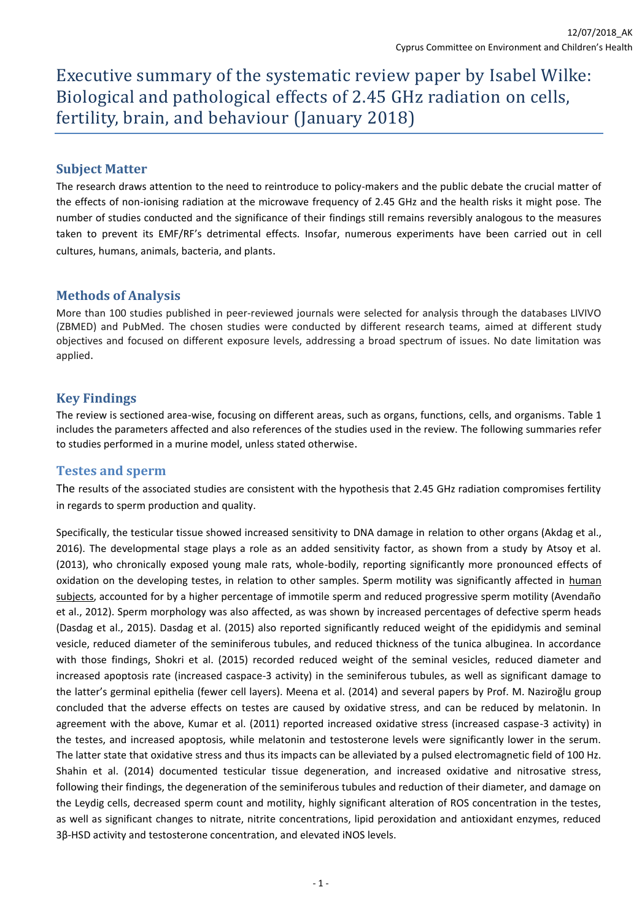# Executive summary of the systematic review paper by Isabel Wilke: Biological and pathological effects of 2.45 GHz radiation on cells, fertility, brain, and behaviour (January 2018)

12/07/2018_AK
Cyprus Committee on Environment and Children's Health

## Subject Matter

The research draws attention to the need to reintroduce to policy-makers and the public debate the crucial matter of the effects of non-ionising radiation at the microwave frequency of 2.45 GHz and the health risks it might pose. The number of studies conducted and the significance of their findings still remains reversibly analogous to the measures taken to prevent its EMF/RF's detrimental effects. Insofar, numerous experiments have been carried out in cell cultures, humans, animals, bacteria, and plants.

## Methods of Analysis

More than 100 studies published in peer-reviewed journals were selected for analysis through the databases LIVIVO (ZBMED) and PubMed. The chosen studies were conducted by different research teams, aimed at different study objectives and focused on different exposure levels, addressing a broad spectrum of issues. No date limitation was applied.

## Key Findings

The review is sectioned area-wise, focusing on different areas, such as organs, functions, cells, and organisms. Table 1 includes the parameters affected and also references of the studies used in the review. The following summaries refer to studies performed in a murine model, unless stated otherwise.

### Testes and sperm

The results of the associated studies are consistent with the hypothesis that 2.45 GHz radiation compromises fertility in regards to sperm production and quality.

Specifically, the testicular tissue showed increased sensitivity to DNA damage in relation to other organs (Akdag et al., 2016). The developmental stage plays a role as an added sensitivity factor, as shown from a study by Atsoy et al. (2013), who chronically exposed young male rats, whole-bodily, reporting significantly more pronounced effects of oxidation on the developing testes, in relation to other samples. Sperm motility was significantly affected in human subjects, accounted for by a higher percentage of immotile sperm and reduced progressive sperm motility (Avendaño et al., 2012). Sperm morphology was also affected, as was shown by increased percentages of defective sperm heads (Dasdag et al., 2015). Dasdag et al. (2015) also reported significantly reduced weight of the epididymis and seminal vesicle, reduced diameter of the seminiferous tubules, and reduced thickness of the tunica albuginea. In accordance with those findings, Shokri et al. (2015) recorded reduced weight of the seminal vesicles, reduced diameter and increased apoptosis rate (increased caspace-3 activity) in the seminiferous tubules, as well as significant damage to the latter's germinal epithelia (fewer cell layers). Meena et al. (2014) and several papers by Prof. M. Naziroğlu group concluded that the adverse effects on testes are caused by oxidative stress, and can be reduced by melatonin. In agreement with the above, Kumar et al. (2011) reported increased oxidative stress (increased caspase-3 activity) in the testes, and increased apoptosis, while melatonin and testosterone levels were significantly lower in the serum. The latter state that oxidative stress and thus its impacts can be alleviated by a pulsed electromagnetic field of 100 Hz. Shahin et al. (2014) documented testicular tissue degeneration, and increased oxidative and nitrosative stress, following their findings, the degeneration of the seminiferous tubules and reduction of their diameter, and damage on the Leydig cells, decreased sperm count and motility, highly significant alteration of ROS concentration in the testes, as well as significant changes to nitrate, nitrite concentrations, lipid peroxidation and antioxidant enzymes, reduced 3β-HSD activity and testosterone concentration, and elevated iNOS levels.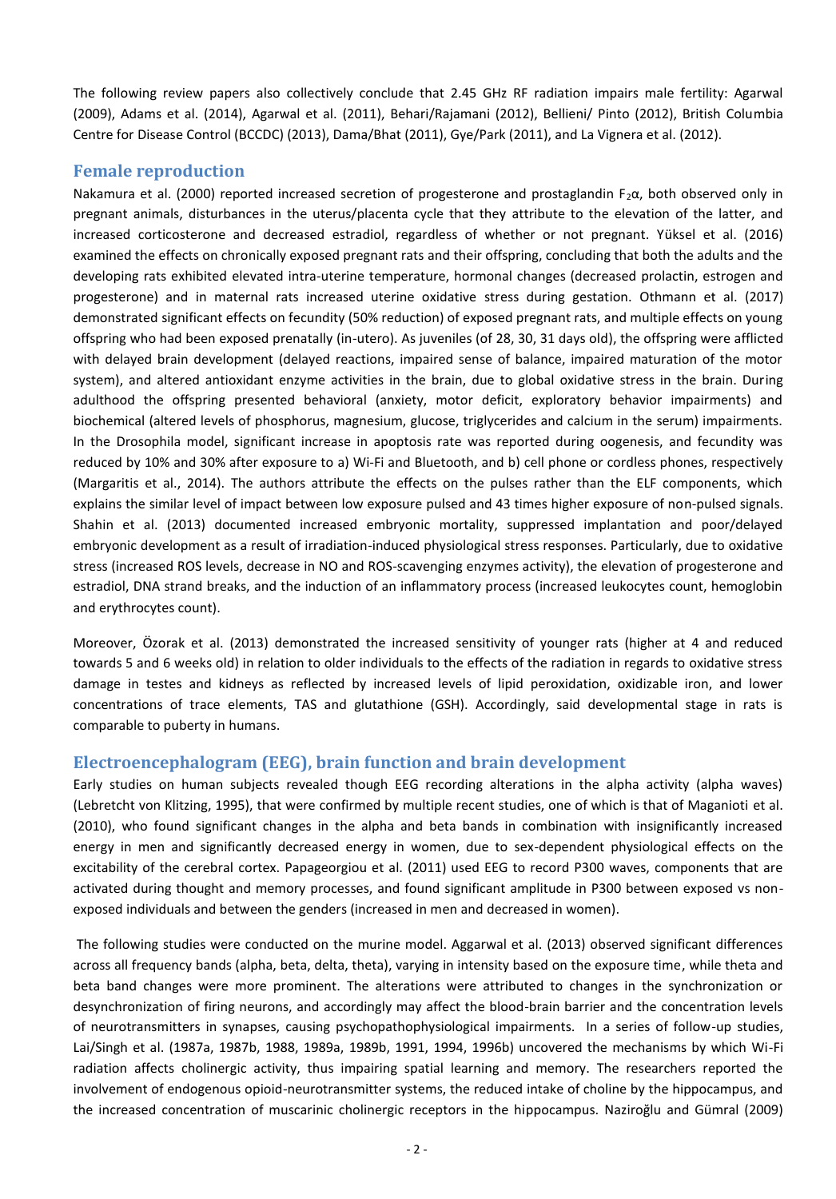The following review papers also collectively conclude that 2.45 GHz RF radiation impairs male fertility: Agarwal (2009), Adams et al. (2014), Agarwal et al. (2011), Behari/Rajamani (2012), Bellieni/ Pinto (2012), British Columbia Centre for Disease Control (BCCDC) (2013), Dama/Bhat (2011), Gye/Park (2011), and La Vignera et al. (2012).

## Female reproduction

Nakamura et al. (2000) reported increased secretion of progesterone and prostaglandin $F_2\alpha$, both observed only in pregnant animals, disturbances in the uterus/placenta cycle that they attribute to the elevation of the latter, and increased corticosterone and decreased estradiol, regardless of whether or not pregnant. Yüksel et al. (2016) examined the effects on chronically exposed pregnant rats and their offspring, concluding that both the adults and the developing rats exhibited elevated intra-uterine temperature, hormonal changes (decreased prolactin, estrogen and progesterone) and in maternal rats increased uterine oxidative stress during gestation. Othmann et al. (2017) demonstrated significant effects on fecundity (50% reduction) of exposed pregnant rats, and multiple effects on young offspring who had been exposed prenatally (in-utero). As juveniles (of 28, 30, 31 days old), the offspring were afflicted with delayed brain development (delayed reactions, impaired sense of balance, impaired maturation of the motor system), and altered antioxidant enzyme activities in the brain, due to global oxidative stress in the brain. During adulthood the offspring presented behavioral (anxiety, motor deficit, exploratory behavior impairments) and biochemical (altered levels of phosphorus, magnesium, glucose, triglycerides and calcium in the serum) impairments. In the Drosophila model, significant increase in apoptosis rate was reported during oogenesis, and fecundity was reduced by 10% and 30% after exposure to a) Wi-Fi and Bluetooth, and b) cell phone or cordless phones, respectively (Margaritis et al., 2014). The authors attribute the effects on the pulses rather than the ELF components, which explains the similar level of impact between low exposure pulsed and 43 times higher exposure of non-pulsed signals. Shahin et al. (2013) documented increased embryonic mortality, suppressed implantation and poor/delayed embryonic development as a result of irradiation-induced physiological stress responses. Particularly, due to oxidative stress (increased ROS levels, decrease in NO and ROS-scavenging enzymes activity), the elevation of progesterone and estradiol, DNA strand breaks, and the induction of an inflammatory process (increased leukocytes count, hemoglobin and erythrocytes count).

Moreover, Özorak et al. (2013) demonstrated the increased sensitivity of younger rats (higher at 4 and reduced towards 5 and 6 weeks old) in relation to older individuals to the effects of the radiation in regards to oxidative stress damage in testes and kidneys as reflected by increased levels of lipid peroxidation, oxidizable iron, and lower concentrations of trace elements, TAS and glutathione (GSH). Accordingly, said developmental stage in rats is comparable to puberty in humans.

## Electroencephalogram (EEG), brain function and brain development

Early studies on human subjects revealed though EEG recording alterations in the alpha activity (alpha waves) (Lebretcht von Klitzing, 1995), that were confirmed by multiple recent studies, one of which is that of Maganioti et al. (2010), who found significant changes in the alpha and beta bands in combination with insignificantly increased energy in men and significantly decreased energy in women, due to sex-dependent physiological effects on the excitability of the cerebral cortex. Papageorgiou et al. (2011) used EEG to record P300 waves, components that are activated during thought and memory processes, and found significant amplitude in P300 between exposed vs non-exposed individuals and between the genders (increased in men and decreased in women).

The following studies were conducted on the murine model. Aggarwal et al. (2013) observed significant differences across all frequency bands (alpha, beta, delta, theta), varying in intensity based on the exposure time, while theta and beta band changes were more prominent. The alterations were attributed to changes in the synchronization or desynchronization of firing neurons, and accordingly may affect the blood-brain barrier and the concentration levels of neurotransmitters in synapses, causing psychopathophysiological impairments. In a series of follow-up studies, Lai/Singh et al. (1987a, 1987b, 1988, 1989a, 1989b, 1991, 1994, 1996b) uncovered the mechanisms by which Wi-Fi radiation affects cholinergic activity, thus impairing spatial learning and memory. The researchers reported the involvement of endogenous opioid-neurotransmitter systems, the reduced intake of choline by the hippocampus, and the increased concentration of muscarinic cholinergic receptors in the hippocampus. Naziroğlu and Gümral (2009)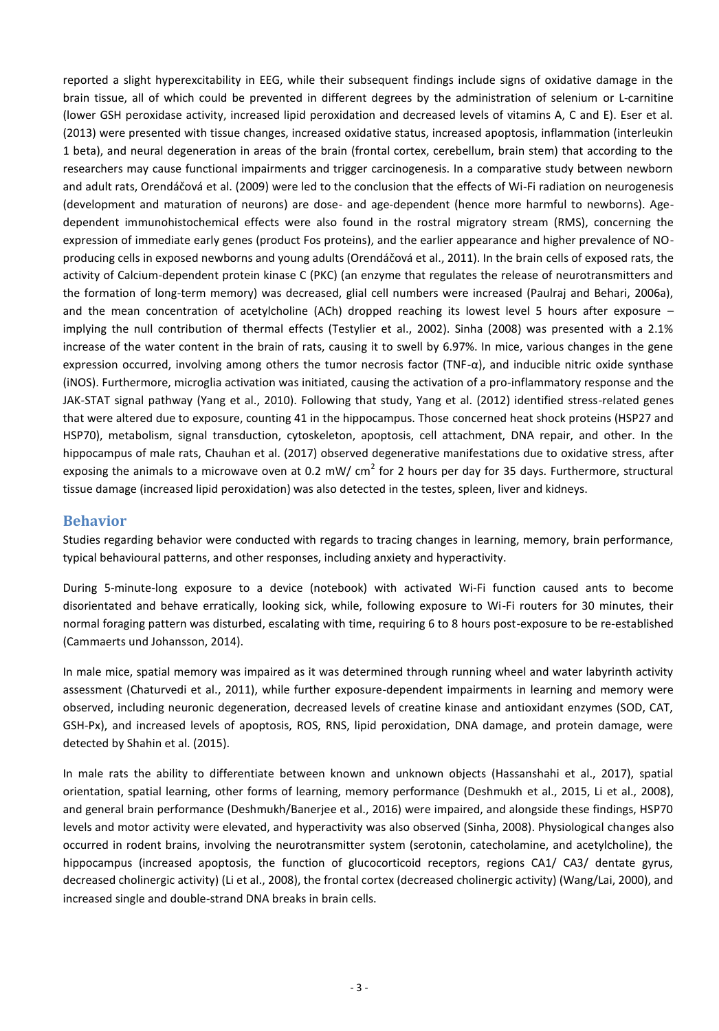reported a slight hyperexcitability in EEG, while their subsequent findings include signs of oxidative damage in the brain tissue, all of which could be prevented in different degrees by the administration of selenium or L-carnitine (lower GSH peroxidase activity, increased lipid peroxidation and decreased levels of vitamins A, C and E). Eser et al. (2013) were presented with tissue changes, increased oxidative status, increased apoptosis, inflammation (interleukin 1 beta), and neural degeneration in areas of the brain (frontal cortex, cerebellum, brain stem) that according to the researchers may cause functional impairments and trigger carcinogenesis. In a comparative study between newborn and adult rats, Orendáčová et al. (2009) were led to the conclusion that the effects of Wi-Fi radiation on neurogenesis (development and maturation of neurons) are dose- and age-dependent (hence more harmful to newborns). Age-dependent immunohistochemical effects were also found in the rostral migratory stream (RMS), concerning the expression of immediate early genes (product Fos proteins), and the earlier appearance and higher prevalence of NO-producing cells in exposed newborns and young adults (Orendáčová et al., 2011). In the brain cells of exposed rats, the activity of Calcium-dependent protein kinase C (PKC) (an enzyme that regulates the release of neurotransmitters and the formation of long-term memory) was decreased, glial cell numbers were increased (Paulraj and Behari, 2006a), and the mean concentration of acetylcholine (ACh) dropped reaching its lowest level 5 hours after exposure – implying the null contribution of thermal effects (Testylier et al., 2002). Sinha (2008) was presented with a 2.1% increase of the water content in the brain of rats, causing it to swell by 6.97%. In mice, various changes in the gene expression occurred, involving among others the tumor necrosis factor (TNF-α), and inducible nitric oxide synthase (iNOS). Furthermore, microglia activation was initiated, causing the activation of a pro-inflammatory response and the JAK-STAT signal pathway (Yang et al., 2010). Following that study, Yang et al. (2012) identified stress-related genes that were altered due to exposure, counting 41 in the hippocampus. Those concerned heat shock proteins (HSP27 and HSP70), metabolism, signal transduction, cytoskeleton, apoptosis, cell attachment, DNA repair, and other. In the hippocampus of male rats, Chauhan et al. (2017) observed degenerative manifestations due to oxidative stress, after exposing the animals to a microwave oven at 0.2 mW/ $cm^2$ for 2 hours per day for 35 days. Furthermore, structural tissue damage (increased lipid peroxidation) was also detected in the testes, spleen, liver and kidneys.

## Behavior

Studies regarding behavior were conducted with regards to tracing changes in learning, memory, brain performance, typical behavioural patterns, and other responses, including anxiety and hyperactivity.

During 5-minute-long exposure to a device (notebook) with activated Wi-Fi function caused ants to become disorientated and behave erratically, looking sick, while, following exposure to Wi-Fi routers for 30 minutes, their normal foraging pattern was disturbed, escalating with time, requiring 6 to 8 hours post-exposure to be re-established (Cammaerts und Johansson, 2014).

In male mice, spatial memory was impaired as it was determined through running wheel and water labyrinth activity assessment (Chaturvedi et al., 2011), while further exposure-dependent impairments in learning and memory were observed, including neuronic degeneration, decreased levels of creatine kinase and antioxidant enzymes (SOD, CAT, GSH-Px), and increased levels of apoptosis, ROS, RNS, lipid peroxidation, DNA damage, and protein damage, were detected by Shahin et al. (2015).

In male rats the ability to differentiate between known and unknown objects (Hassanshahi et al., 2017), spatial orientation, spatial learning, other forms of learning, memory performance (Deshmukh et al., 2015, Li et al., 2008), and general brain performance (Deshmukh/Banerjee et al., 2016) were impaired, and alongside these findings, HSP70 levels and motor activity were elevated, and hyperactivity was also observed (Sinha, 2008). Physiological changes also occurred in rodent brains, involving the neurotransmitter system (serotonin, catecholamine, and acetylcholine), the hippocampus (increased apoptosis, the function of glucocorticoid receptors, regions CA1/ CA3/ dentate gyrus, decreased cholinergic activity) (Li et al., 2008), the frontal cortex (decreased cholinergic activity) (Wang/Lai, 2000), and increased single and double-strand DNA breaks in brain cells.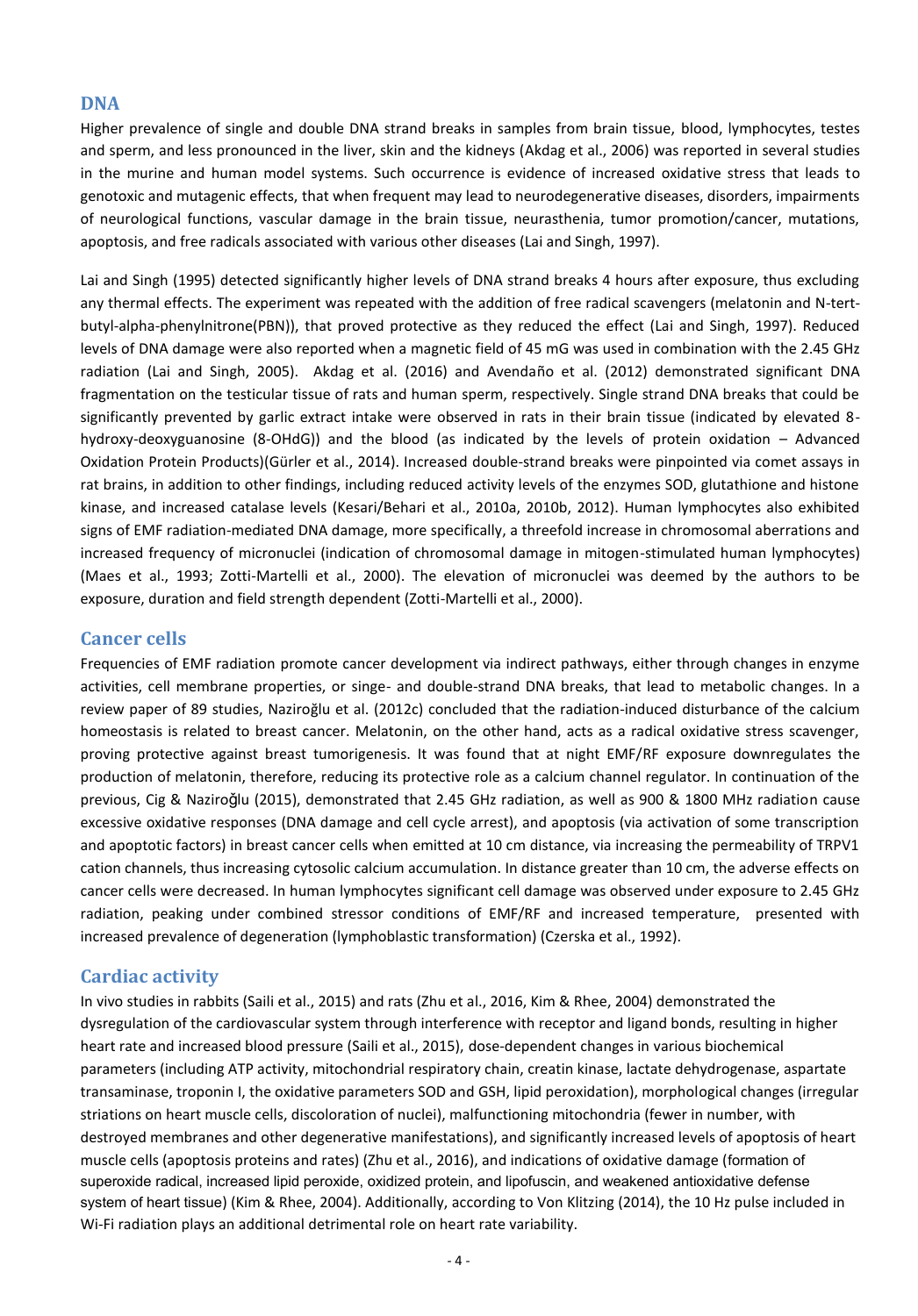## DNA

Higher prevalence of single and double DNA strand breaks in samples from brain tissue, blood, lymphocytes, testes and sperm, and less pronounced in the liver, skin and the kidneys (Akdag et al., 2006) was reported in several studies in the murine and human model systems. Such occurrence is evidence of increased oxidative stress that leads to genotoxic and mutagenic effects, that when frequent may lead to neurodegenerative diseases, disorders, impairments of neurological functions, vascular damage in the brain tissue, neurasthenia, tumor promotion/cancer, mutations, apoptosis, and free radicals associated with various other diseases (Lai and Singh, 1997).

Lai and Singh (1995) detected significantly higher levels of DNA strand breaks 4 hours after exposure, thus excluding any thermal effects. The experiment was repeated with the addition of free radical scavengers (melatonin and N-tert-butyl-alpha-phenylnitrone(PBN)), that proved protective as they reduced the effect (Lai and Singh, 1997). Reduced levels of DNA damage were also reported when a magnetic field of 45 mG was used in combination with the 2.45 GHz radiation (Lai and Singh, 2005). Akdag et al. (2016) and Avendaño et al. (2012) demonstrated significant DNA fragmentation on the testicular tissue of rats and human sperm, respectively. Single strand DNA breaks that could be significantly prevented by garlic extract intake were observed in rats in their brain tissue (indicated by elevated 8-hydroxy-deoxyguanosine (8-OHdG)) and the blood (as indicated by the levels of protein oxidation – Advanced Oxidation Protein Products)(Gürler et al., 2014). Increased double-strand breaks were pinpointed via comet assays in rat brains, in addition to other findings, including reduced activity levels of the enzymes SOD, glutathione and histone kinase, and increased catalase levels (Kesari/Behari et al., 2010a, 2010b, 2012). Human lymphocytes also exhibited signs of EMF radiation-mediated DNA damage, more specifically, a threefold increase in chromosomal aberrations and increased frequency of micronuclei (indication of chromosomal damage in mitogen-stimulated human lymphocytes) (Maes et al., 1993; Zotti-Martelli et al., 2000). The elevation of micronuclei was deemed by the authors to be exposure, duration and field strength dependent (Zotti-Martelli et al., 2000).

## Cancer cells

Frequencies of EMF radiation promote cancer development via indirect pathways, either through changes in enzyme activities, cell membrane properties, or singe- and double-strand DNA breaks, that lead to metabolic changes. In a review paper of 89 studies, Naziroğlu et al. (2012c) concluded that the radiation-induced disturbance of the calcium homeostasis is related to breast cancer. Melatonin, on the other hand, acts as a radical oxidative stress scavenger, proving protective against breast tumorigenesis. It was found that at night EMF/RF exposure downregulates the production of melatonin, therefore, reducing its protective role as a calcium channel regulator. In continuation of the previous, Cig & Naziroğlu (2015), demonstrated that 2.45 GHz radiation, as well as 900 & 1800 MHz radiation cause excessive oxidative responses (DNA damage and cell cycle arrest), and apoptosis (via activation of some transcription and apoptotic factors) in breast cancer cells when emitted at 10 cm distance, via increasing the permeability of TRPV1 cation channels, thus increasing cytosolic calcium accumulation. In distance greater than 10 cm, the adverse effects on cancer cells were decreased. In human lymphocytes significant cell damage was observed under exposure to 2.45 GHz radiation, peaking under combined stressor conditions of EMF/RF and increased temperature, presented with increased prevalence of degeneration (lymphoblastic transformation) (Czerska et al., 1992).

## Cardiac activity

In vivo studies in rabbits (Saili et al., 2015) and rats (Zhu et al., 2016, Kim & Rhee, 2004) demonstrated the dysregulation of the cardiovascular system through interference with receptor and ligand bonds, resulting in higher heart rate and increased blood pressure (Saili et al., 2015), dose-dependent changes in various biochemical parameters (including ATP activity, mitochondrial respiratory chain, creatin kinase, lactate dehydrogenase, aspartate transaminase, troponin I, the oxidative parameters SOD and GSH, lipid peroxidation), morphological changes (irregular striations on heart muscle cells, discoloration of nuclei), malfunctioning mitochondria (fewer in number, with destroyed membranes and other degenerative manifestations), and significantly increased levels of apoptosis of heart muscle cells (apoptosis proteins and rates) (Zhu et al., 2016), and indications of oxidative damage (formation of superoxide radical, increased lipid peroxide, oxidized protein, and lipofuscin, and weakened antioxidative defense system of heart tissue) (Kim & Rhee, 2004). Additionally, according to Von Klitzing (2014), the 10 Hz pulse included in Wi-Fi radiation plays an additional detrimental role on heart rate variability.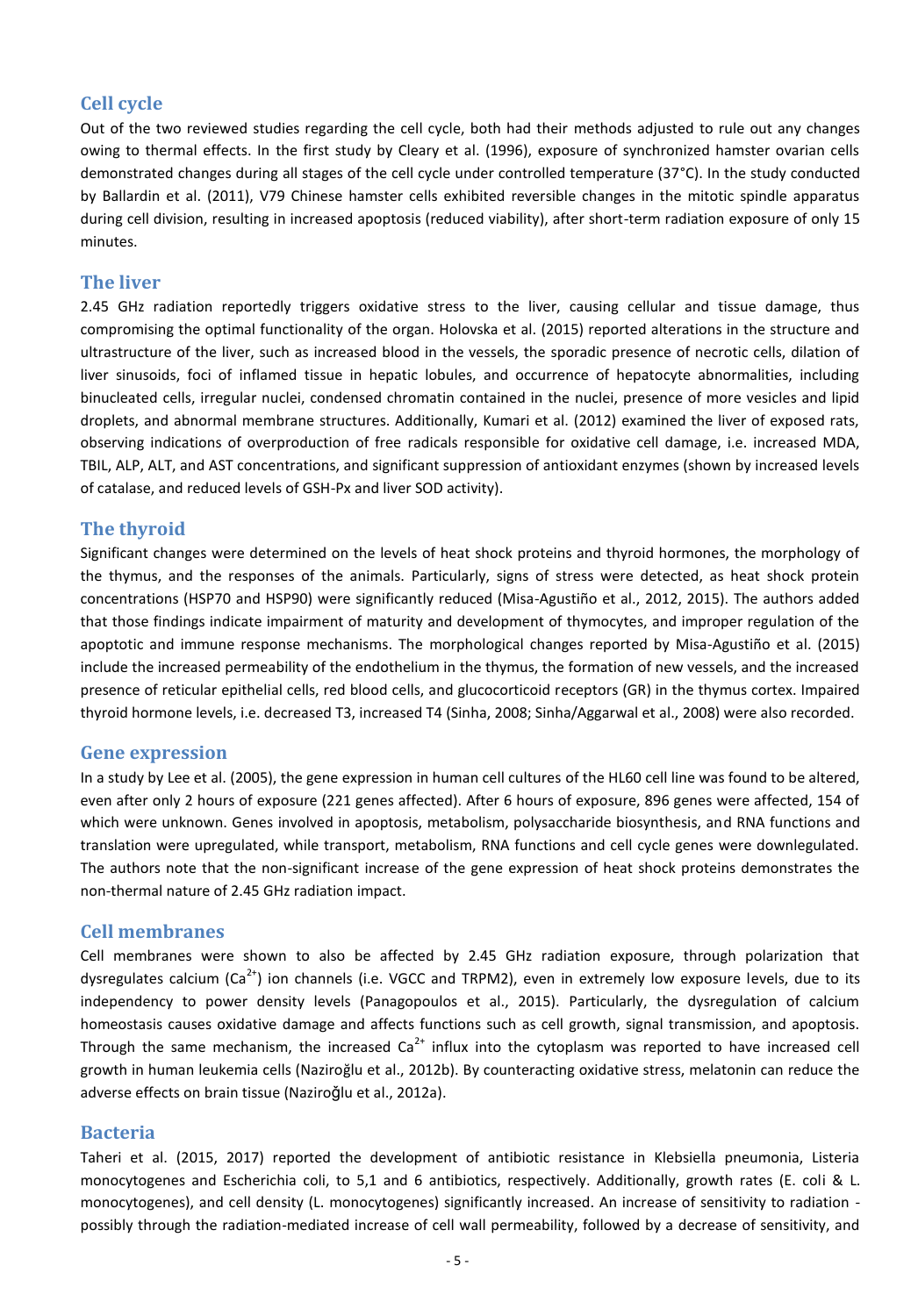## Cell cycle

Out of the two reviewed studies regarding the cell cycle, both had their methods adjusted to rule out any changes owing to thermal effects. In the first study by Cleary et al. (1996), exposure of synchronized hamster ovarian cells demonstrated changes during all stages of the cell cycle under controlled temperature (37°C). In the study conducted by Ballardin et al. (2011), V79 Chinese hamster cells exhibited reversible changes in the mitotic spindle apparatus during cell division, resulting in increased apoptosis (reduced viability), after short-term radiation exposure of only 15 minutes.

## The liver

2.45 GHz radiation reportedly triggers oxidative stress to the liver, causing cellular and tissue damage, thus compromising the optimal functionality of the organ. Holovska et al. (2015) reported alterations in the structure and ultrastructure of the liver, such as increased blood in the vessels, the sporadic presence of necrotic cells, dilation of liver sinusoids, foci of inflamed tissue in hepatic lobules, and occurrence of hepatocyte abnormalities, including binucleated cells, irregular nuclei, condensed chromatin contained in the nuclei, presence of more vesicles and lipid droplets, and abnormal membrane structures. Additionally, Kumari et al. (2012) examined the liver of exposed rats, observing indications of overproduction of free radicals responsible for oxidative cell damage, i.e. increased MDA, TBIL, ALP, ALT, and AST concentrations, and significant suppression of antioxidant enzymes (shown by increased levels of catalase, and reduced levels of GSH-Px and liver SOD activity).

## The thyroid

Significant changes were determined on the levels of heat shock proteins and thyroid hormones, the morphology of the thymus, and the responses of the animals. Particularly, signs of stress were detected, as heat shock protein concentrations (HSP70 and HSP90) were significantly reduced (Misa-Agustiño et al., 2012, 2015). The authors added that those findings indicate impairment of maturity and development of thymocytes, and improper regulation of the apoptotic and immune response mechanisms. The morphological changes reported by Misa-Agustiño et al. (2015) include the increased permeability of the endothelium in the thymus, the formation of new vessels, and the increased presence of reticular epithelial cells, red blood cells, and glucocorticoid receptors (GR) in the thymus cortex. Impaired thyroid hormone levels, i.e. decreased T3, increased T4 (Sinha, 2008; Sinha/Aggarwal et al., 2008) were also recorded.

## Gene expression

In a study by Lee et al. (2005), the gene expression in human cell cultures of the HL60 cell line was found to be altered, even after only 2 hours of exposure (221 genes affected). After 6 hours of exposure, 896 genes were affected, 154 of which were unknown. Genes involved in apoptosis, metabolism, polysaccharide biosynthesis, and RNA functions and translation were upregulated, while transport, metabolism, RNA functions and cell cycle genes were downlegulated. The authors note that the non-significant increase of the gene expression of heat shock proteins demonstrates the non-thermal nature of 2.45 GHz radiation impact.

## Cell membranes

Cell membranes were shown to also be affected by 2.45 GHz radiation exposure, through polarization that dysregulates calcium ($Ca^{2+}$) ion channels (i.e. VGCC and TRPM2), even in extremely low exposure levels, due to its independency to power density levels (Panagopoulos et al., 2015). Particularly, the dysregulation of calcium homeostasis causes oxidative damage and affects functions such as cell growth, signal transmission, and apoptosis. Through the same mechanism, the increased $Ca^{2+}$ influx into the cytoplasm was reported to have increased cell growth in human leukemia cells (Naziroğlu et al., 2012b). By counteracting oxidative stress, melatonin can reduce the adverse effects on brain tissue (Naziroğlu et al., 2012a).

## Bacteria

Taheri et al. (2015, 2017) reported the development of antibiotic resistance in Klebsiella pneumonia, Listeria monocytogenes and Escherichia coli, to 5,1 and 6 antibiotics, respectively. Additionally, growth rates (E. coli & L. monocytogenes), and cell density (L. monocytogenes) significantly increased. An increase of sensitivity to radiation - possibly through the radiation-mediated increase of cell wall permeability, followed by a decrease of sensitivity, and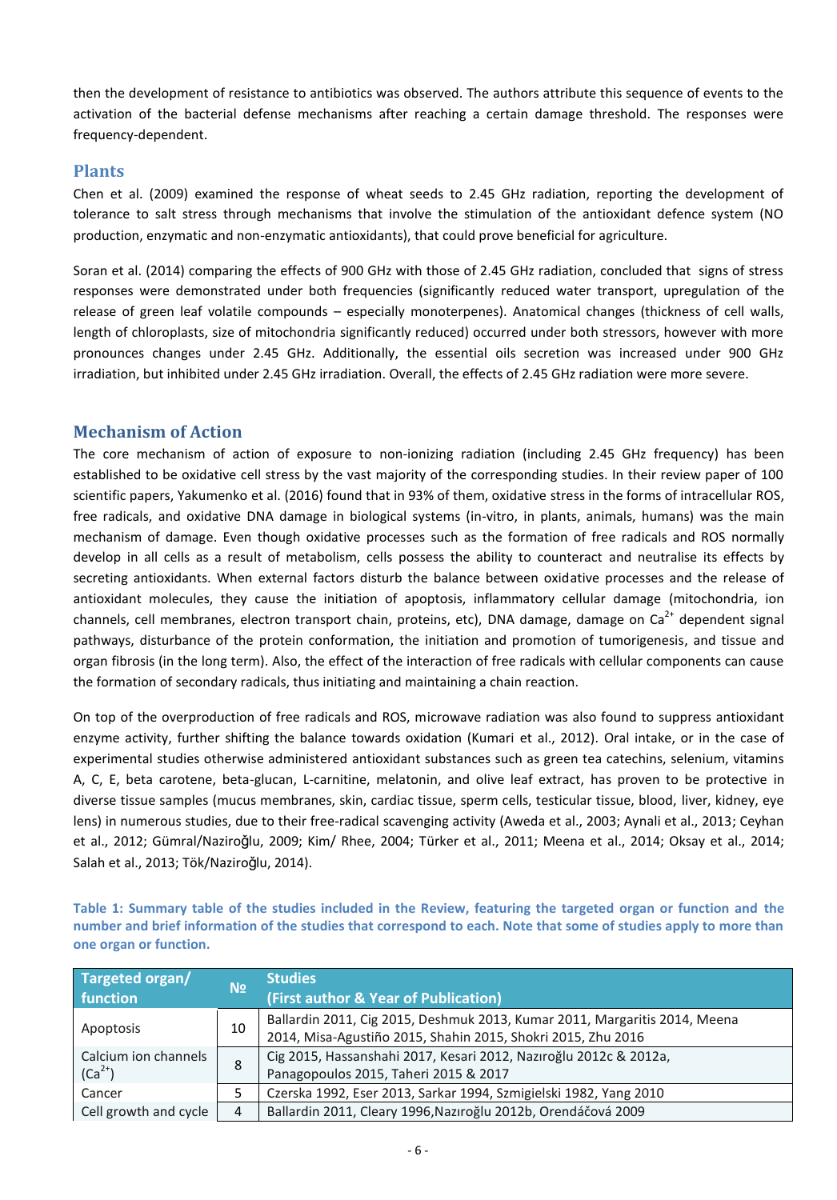then the development of resistance to antibiotics was observed. The authors attribute this sequence of events to the activation of the bacterial defense mechanisms after reaching a certain damage threshold. The responses were frequency-dependent.

## Plants

Chen et al. (2009) examined the response of wheat seeds to 2.45 GHz radiation, reporting the development of tolerance to salt stress through mechanisms that involve the stimulation of the antioxidant defence system (NO production, enzymatic and non-enzymatic antioxidants), that could prove beneficial for agriculture.

Soran et al. (2014) comparing the effects of 900 GHz with those of 2.45 GHz radiation, concluded that signs of stress responses were demonstrated under both frequencies (significantly reduced water transport, upregulation of the release of green leaf volatile compounds – especially monoterpenes). Anatomical changes (thickness of cell walls, length of chloroplasts, size of mitochondria significantly reduced) occurred under both stressors, however with more pronounces changes under 2.45 GHz. Additionally, the essential oils secretion was increased under 900 GHz irradiation, but inhibited under 2.45 GHz irradiation. Overall, the effects of 2.45 GHz radiation were more severe.

## Mechanism of Action

The core mechanism of action of exposure to non-ionizing radiation (including 2.45 GHz frequency) has been established to be oxidative cell stress by the vast majority of the corresponding studies. In their review paper of 100 scientific papers, Yakumenko et al. (2016) found that in 93% of them, oxidative stress in the forms of intracellular ROS, free radicals, and oxidative DNA damage in biological systems (in-vitro, in plants, animals, humans) was the main mechanism of damage. Even though oxidative processes such as the formation of free radicals and ROS normally develop in all cells as a result of metabolism, cells possess the ability to counteract and neutralise its effects by secreting antioxidants. When external factors disturb the balance between oxidative processes and the release of antioxidant molecules, they cause the initiation of apoptosis, inflammatory cellular damage (mitochondria, ion channels, cell membranes, electron transport chain, proteins, etc), DNA damage, damage on $Ca^{2+}$ dependent signal pathways, disturbance of the protein conformation, the initiation and promotion of tumorigenesis, and tissue and organ fibrosis (in the long term). Also, the effect of the interaction of free radicals with cellular components can cause the formation of secondary radicals, thus initiating and maintaining a chain reaction.

On top of the overproduction of free radicals and ROS, microwave radiation was also found to suppress antioxidant enzyme activity, further shifting the balance towards oxidation (Kumari et al., 2012). Oral intake, or in the case of experimental studies otherwise administered antioxidant substances such as green tea catechins, selenium, vitamins A, C, E, beta carotene, beta-glucan, L-carnitine, melatonin, and olive leaf extract, has proven to be protective in diverse tissue samples (mucus membranes, skin, cardiac tissue, sperm cells, testicular tissue, blood, liver, kidney, eye lens) in numerous studies, due to their free-radical scavenging activity (Aweda et al., 2003; Aynali et al., 2013; Ceyhan et al., 2012; Gümral/Naziroğlu, 2009; Kim/ Rhee, 2004; Türker et al., 2011; Meena et al., 2014; Oksay et al., 2014; Salah et al., 2013; Tök/Naziroğlu, 2014).

**Table 1: Summary table of the studies included in the Review, featuring the targeted organ or function and the number and brief information of the studies that correspond to each. Note that some of studies apply to more than one organ or function.**

| Targeted organ/ function | № | Studies (First author & Year of Publication) |
|---|---|---|
| Apoptosis | 10 | Ballardin 2011, Cig 2015, Deshmuk 2013, Kumar 2011, Margaritis 2014, Meena 2014, Misa-Agustiño 2015, Shahin 2015, Shokri 2015, Zhu 2016 |
| Calcium ion channels ($Ca^{2+}$) | 8 | Cig 2015, Hassanshahi 2017, Kesari 2012, Nazıroğlu 2012c & 2012a, Panagopoulos 2015, Taheri 2015 & 2017 |
| Cancer | 5 | Czerska 1992, Eser 2013, Sarkar 1994, Szmigielski 1982, Yang 2010 |
| Cell growth and cycle | 4 | Ballardin 2011, Cleary 1996,Nazıroğlu 2012b, Orendáčová 2009 |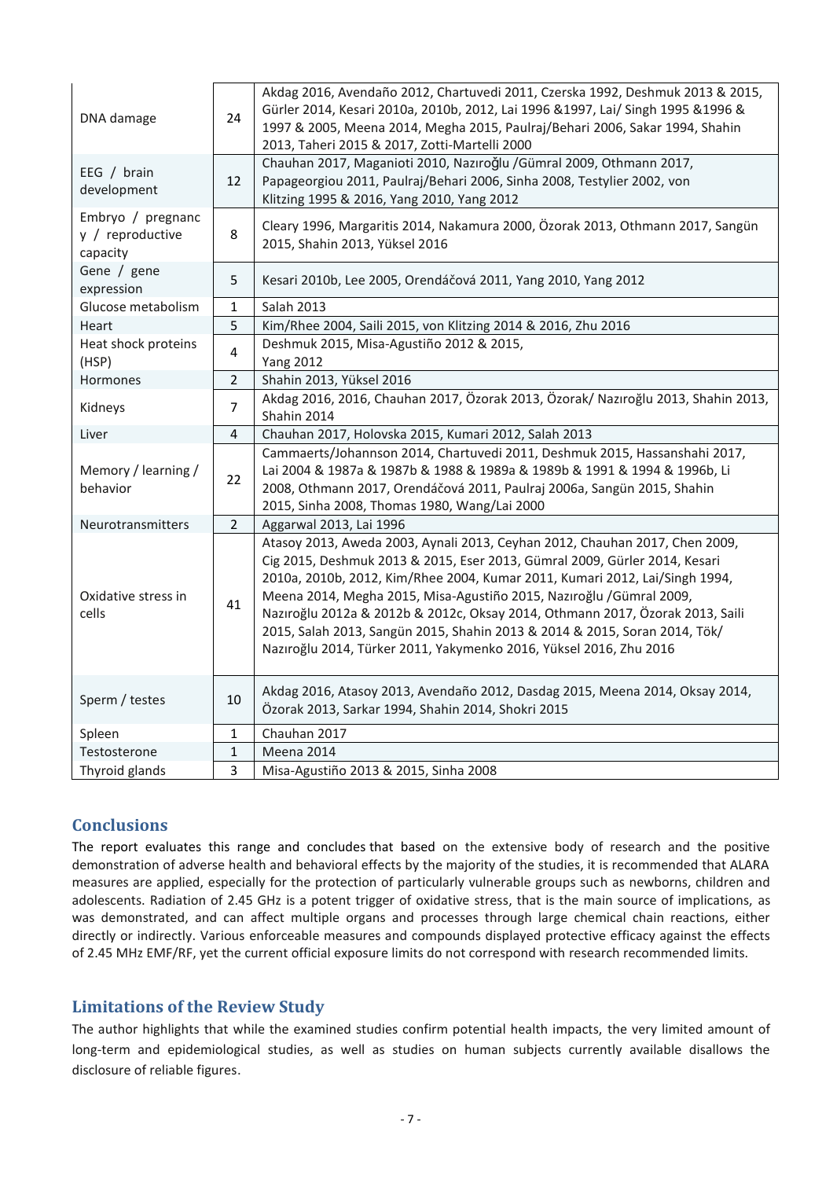| DNA damage | 24 | Akdag 2016, Avendaño 2012, Chartuvedi 2011, Czerska 1992, Deshmuk 2013 & 2015, Gürler 2014, Kesari 2010a, 2010b, 2012, Lai 1996 &1997, Lai/ Singh 1995 &1996 & 1997 & 2005, Meena 2014, Megha 2015, Paulraj/Behari 2006, Sakar 1994, Shahin 2013, Taheri 2015 & 2017, Zotti-Martelli 2000 |
|---|---|---|
| EEG / brain development | 12 | Chauhan 2017, Maganioti 2010, Nazıroğlu /Gümral 2009, Othmann 2017, Papageorgiou 2011, Paulraj/Behari 2006, Sinha 2008, Testylier 2002, von Klitzing 1995 & 2016, Yang 2010, Yang 2012 |
| Embryo / pregnancy / reproductive capacity | 8 | Cleary 1996, Margaritis 2014, Nakamura 2000, Özorak 2013, Othmann 2017, Sangün 2015, Shahin 2013, Yüksel 2016 |
| Gene / gene expression | 5 | Kesari 2010b, Lee 2005, Orendáčová 2011, Yang 2010, Yang 2012 |
| Glucose metabolism | 1 | Salah 2013 |
| Heart | 5 | Kim/Rhee 2004, Saili 2015, von Klitzing 2014 & 2016, Zhu 2016 |
| Heat shock proteins (HSP) | 4 | Deshmuk 2015, Misa-Agustiño 2012 & 2015, Yang 2012 |
| Hormones | 2 | Shahin 2013, Yüksel 2016 |
| Kidneys | 7 | Akdag 2016, 2016, Chauhan 2017, Özorak 2013, Özorak/ Nazıroğlu 2013, Shahin 2013, Shahin 2014 |
| Liver | 4 | Chauhan 2017, Holovska 2015, Kumari 2012, Salah 2013 |
| Memory / learning / behavior | 22 | Cammaerts/Johannson 2014, Chartuvedi 2011, Deshmuk 2015, Hassanshahi 2017, Lai 2004 & 1987a & 1987b & 1988 & 1989a & 1989b & 1991 & 1994 & 1996b, Li 2008, Othmann 2017, Orendáčová 2011, Paulraj 2006a, Sangün 2015, Shahin 2015, Sinha 2008, Thomas 1980, Wang/Lai 2000 |
| Neurotransmitters | 2 | Aggarwal 2013, Lai 1996 |
| Oxidative stress in cells | 41 | Atasoy 2013, Aweda 2003, Aynali 2013, Ceyhan 2012, Chauhan 2017, Chen 2009, Cig 2015, Deshmuk 2013 & 2015, Eser 2013, Gümral 2009, Gürler 2014, Kesari 2010a, 2010b, 2012, Kim/Rhee 2004, Kumar 2011, Kumari 2012, Lai/Singh 1994, Meena 2014, Megha 2015, Misa-Agustiño 2015, Nazıroğlu /Gümral 2009, Nazıroğlu 2012a & 2012b & 2012c, Oksay 2014, Othmann 2017, Özorak 2013, Saili 2015, Salah 2013, Sangün 2015, Shahin 2013 & 2014 & 2015, Soran 2014, Tök/ Nazıroğlu 2014, Türker 2011, Yakymenko 2016, Yüksel 2016, Zhu 2016 |
| Sperm / testes | 10 | Akdag 2016, Atasoy 2013, Avendaño 2012, Dasdag 2015, Meena 2014, Oksay 2014, Özorak 2013, Sarkar 1994, Shahin 2014, Shokri 2015 |
| Spleen | 1 | Chauhan 2017 |
| Testosterone | 1 | Meena 2014 |
| Thyroid glands | 3 | Misa-Agustiño 2013 & 2015, Sinha 2008 |

## Conclusions

The report evaluates this range and concludes that based on the extensive body of research and the positive demonstration of adverse health and behavioral effects by the majority of the studies, it is recommended that ALARA measures are applied, especially for the protection of particularly vulnerable groups such as newborns, children and adolescents. Radiation of 2.45 GHz is a potent trigger of oxidative stress, that is the main source of implications, as was demonstrated, and can affect multiple organs and processes through large chemical chain reactions, either directly or indirectly. Various enforceable measures and compounds displayed protective efficacy against the effects of 2.45 MHz EMF/RF, yet the current official exposure limits do not correspond with research recommended limits.

## Limitations of the Review Study

The author highlights that while the examined studies confirm potential health impacts, the very limited amount of long-term and epidemiological studies, as well as studies on human subjects currently available disallows the disclosure of reliable figures.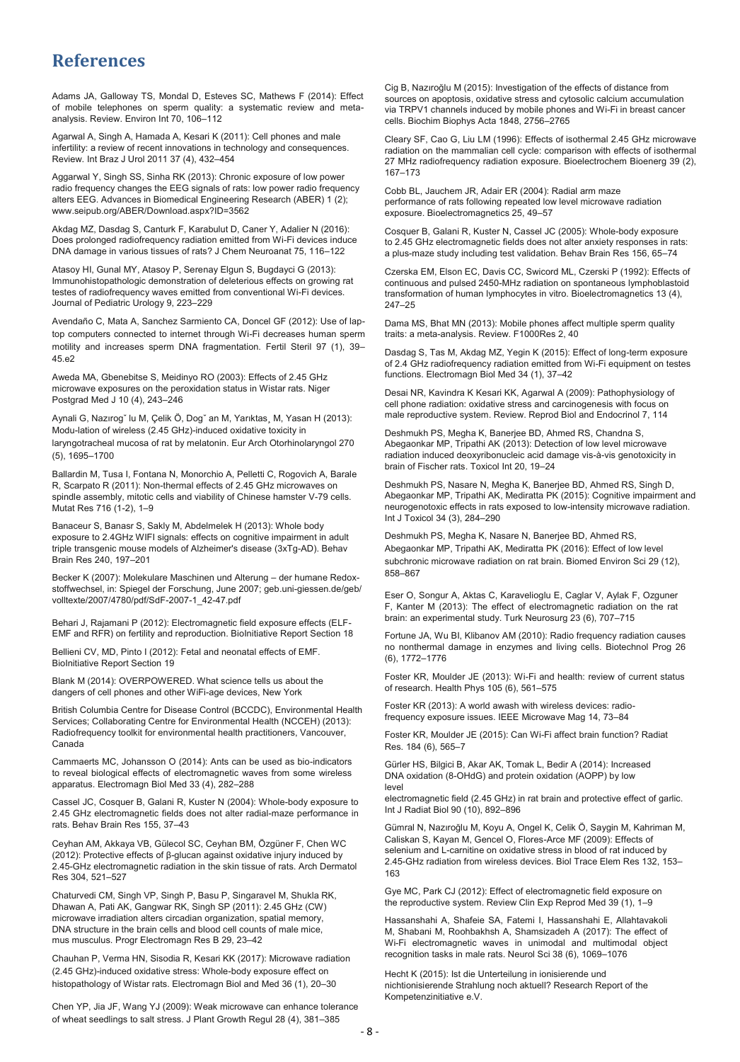# References

Adams JA, Galloway TS, Mondal D, Esteves SC, Mathews F (2014): Effect of mobile telephones on sperm quality: a systematic review and meta-analysis. Review. Environ Int 70, 106–112

Agarwal A, Singh A, Hamada A, Kesari K (2011): Cell phones and male infertility: a review of recent innovations in technology and consequences. Review. Int Braz J Urol 2011 37 (4), 432–454

Aggarwal Y, Singh SS, Sinha RK (2013): Chronic exposure of low power radio frequency changes the EEG signals of rats: low power radio frequency alters EEG. Advances in Biomedical Engineering Research (ABER) 1 (2); www.seipub.org/ABER/Download.aspx?ID=3562

Akdag MZ, Dasdag S, Canturk F, Karabulut D, Caner Y, Adalier N (2016): Does prolonged radiofrequency radiation emitted from Wi-Fi devices induce DNA damage in various tissues of rats? J Chem Neuroanat 75, 116–122

Atasoy HI, Gunal MY, Atasoy P, Serenay Elgun S, Bugdayci G (2013): Immunohistopathologic demonstration of deleterious effects on growing rat testes of radiofrequency waves emitted from conventional Wi-Fi devices. Journal of Pediatric Urology 9, 223–229

Avendaño C, Mata A, Sanchez Sarmiento CA, Doncel GF (2012): Use of lap-top computers connected to internet through Wi-Fi decreases human sperm motility and increases sperm DNA fragmentation. Fertil Steril 97 (1), 39–45.e2

Aweda MA, Gbenebitse S, Meidinyo RO (2003): Effects of 2.45 GHz microwave exposures on the peroxidation status in Wistar rats. Niger Postgrad Med J 10 (4), 243–246

Aynali G, Nazıroğ˘ lu M, Çelik Ö, Dog˘ an M, Yarıktas¸ M, Yasan H (2013): Modu-lation of wireless (2.45 GHz)-induced oxidative toxicity in laryngotracheal mucosa of rat by melatonin. Eur Arch Otorhinolaryngol 270 (5), 1695–1700

Ballardin M, Tusa I, Fontana N, Monorchio A, Pelletti C, Rogovich A, Barale R, Scarpato R (2011): Non-thermal effects of 2.45 GHz microwaves on spindle assembly, mitotic cells and viability of Chinese hamster V-79 cells. Mutat Res 716 (1-2), 1–9

Banaceur S, Banasr S, Sakly M, Abdelmelek H (2013): Whole body exposure to 2.4GHz WIFI signals: effects on cognitive impairment in adult triple transgenic mouse models of Alzheimer's disease (3xTg-AD). Behav Brain Res 240, 197–201

Becker K (2007): Molekulare Maschinen und Alterung – der humane Redox-stoffwechsel, in: Spiegel der Forschung, June 2007; geb.uni-giessen.de/geb/volltexte/2007/4780/pdf/SdF-2007-1_42-47.pdf

Behari J, Rajamani P (2012): Electromagnetic field exposure effects (ELF-EMF and RFR) on fertility and reproduction. BioInitiative Report Section 18

Bellieni CV, MD, Pinto I (2012): Fetal and neonatal effects of EMF. BioInitiative Report Section 19

Blank M (2014): OVERPOWERED. What science tells us about the dangers of cell phones and other WiFi-age devices, New York

British Columbia Centre for Disease Control (BCCDC), Environmental Health Services; Collaborating Centre for Environmental Health (NCCEH) (2013): Radiofrequency toolkit for environmental health practitioners, Vancouver, Canada

Cammaerts MC, Johansson O (2014): Ants can be used as bio-indicators to reveal biological effects of electromagnetic waves from some wireless apparatus. Electromagn Biol Med 33 (4), 282–288

Cassel JC, Cosquer B, Galani R, Kuster N (2004): Whole-body exposure to 2.45 GHz electromagnetic fields does not alter radial-maze performance in rats. Behav Brain Res 155, 37–43

Ceyhan AM, Akkaya VB, Gülecol SC, Ceyhan BM, Özgüner F, Chen WC (2012): Protective effects of β-glucan against oxidative injury induced by 2.45-GHz electromagnetic radiation in the skin tissue of rats. Arch Dermatol Res 304, 521–527

Chaturvedi CM, Singh VP, Singh P, Basu P, Singaravel M, Shukla RK, Dhawan A, Pati AK, Gangwar RK, Singh SP (2011): 2.45 GHz (CW) microwave irradiation alters circadian organization, spatial memory, DNA structure in the brain cells and blood cell counts of male mice, mus musculus. Progr Electromagn Res B 29, 23–42

Chauhan P, Verma HN, Sisodia R, Kesari KK (2017): Microwave radiation (2.45 GHz)-induced oxidative stress: Whole-body exposure effect on histopathology of Wistar rats. Electromagn Biol and Med 36 (1), 20–30

Chen YP, Jia JF, Wang YJ (2009): Weak microwave can enhance tolerance of wheat seedlings to salt stress. J Plant Growth Regul 28 (4), 381–385

Cig B, Nazıroğlu M (2015): Investigation of the effects of distance from sources on apoptosis, oxidative stress and cytosolic calcium accumulation via TRPV1 channels induced by mobile phones and Wi-Fi in breast cancer cells. Biochim Biophys Acta 1848, 2756–2765

Cleary SF, Cao G, Liu LM (1996): Effects of isothermal 2.45 GHz microwave radiation on the mammalian cell cycle: comparison with effects of isothermal 27 MHz radiofrequency radiation exposure. Bioelectrochem Bioeng 39 (2), 167–173

Cobb BL, Jauchem JR, Adair ER (2004): Radial arm maze performance of rats following repeated low level microwave radiation exposure. Bioelectromagnetics 25, 49–57

Cosquer B, Galani R, Kuster N, Cassel JC (2005): Whole-body exposure to 2.45 GHz electromagnetic fields does not alter anxiety responses in rats: a plus-maze study including test validation. Behav Brain Res 156, 65–74

Czerska EM, Elson EC, Davis CC, Swicord ML, Czerski P (1992): Effects of continuous and pulsed 2450-MHz radiation on spontaneous lymphoblastoid transformation of human lymphocytes in vitro. Bioelectromagnetics 13 (4), 247–25

Dama MS, Bhat MN (2013): Mobile phones affect multiple sperm quality traits: a meta-analysis. Review. F1000Res 2, 40

Dasdag S, Tas M, Akdag MZ, Yegin K (2015): Effect of long-term exposure of 2.4 GHz radiofrequency radiation emitted from Wi-Fi equipment on testes functions. Electromagn Biol Med 34 (1), 37–42

Desai NR, Kavindra K Kesari KK, Agarwal A (2009): Pathophysiology of cell phone radiation: oxidative stress and carcinogenesis with focus on male reproductive system. Review. Reprod Biol and Endocrinol 7, 114

Deshmukh PS, Megha K, Banerjee BD, Ahmed RS, Chandna S, Abegaonkar MP, Tripathi AK (2013): Detection of low level microwave radiation induced deoxyribonucleic acid damage vis-à-vis genotoxicity in brain of Fischer rats. Toxicol Int 20, 19–24

Deshmukh PS, Nasare N, Megha K, Banerjee BD, Ahmed RS, Singh D, Abegaonkar MP, Tripathi AK, Mediratta PK (2015): Cognitive impairment and neurogenotoxic effects in rats exposed to low-intensity microwave radiation. Int J Toxicol 34 (3), 284–290

Deshmukh PS, Megha K, Nasare N, Banerjee BD, Ahmed RS, Abegaonkar MP, Tripathi AK, Mediratta PK (2016): Effect of low level subchronic microwave radiation on rat brain. Biomed Environ Sci 29 (12), 858–867

Eser O, Songur A, Aktas C, Karavelioglu E, Caglar V, Aylak F, Ozguner F, Kanter M (2013): The effect of electromagnetic radiation on the rat brain: an experimental study. Turk Neurosurg 23 (6), 707–715

Fortune JA, Wu BI, Klibanov AM (2010): Radio frequency radiation causes no nonthermal damage in enzymes and living cells. Biotechnol Prog 26 (6), 1772–1776

Foster KR, Moulder JE (2013): Wi-Fi and health: review of current status of research. Health Phys 105 (6), 561–575

Foster KR (2013): A world awash with wireless devices: radio-frequency exposure issues. IEEE Microwave Mag 14, 73–84

Foster KR, Moulder JE (2015): Can Wi-Fi affect brain function? Radiat Res. 184 (6), 565–7

Gürler HS, Bilgici B, Akar AK, Tomak L, Bedir A (2014): Increased DNA oxidation (8-OHdG) and protein oxidation (AOPP) by low level electromagnetic field (2.45 GHz) in rat brain and protective effect of garlic. Int J Radiat Biol 90 (10), 892–896

Gümral N, Nazıroğlu M, Koyu A, Ongel K, Celik Ö, Saygin M, Kahriman M, Caliskan S, Kayan M, Gencel O, Flores-Arce MF (2009): Effects of selenium and L-carnitine on oxidative stress in blood of rat induced by 2.45-GHz radiation from wireless devices. Biol Trace Elem Res 132, 153–163

Gye MC, Park CJ (2012): Effect of electromagnetic field exposure on the reproductive system. Review Clin Exp Reprod Med 39 (1), 1–9

Hassanshahi A, Shafeie SA, Fatemi I, Hassanshahi E, Allahtavakoli M, Shabani M, Roohbakhsh A, Shamsizadeh A (2017): The effect of Wi-Fi electromagnetic waves in unimodal and multimodal object recognition tasks in male rats. Neurol Sci 38 (6), 1069–1076

Hecht K (2015): Ist die Unterteilung in ionisierende und nichtionisierende Strahlung noch aktuell? Research Report of the Kompetenzinitiative e.V.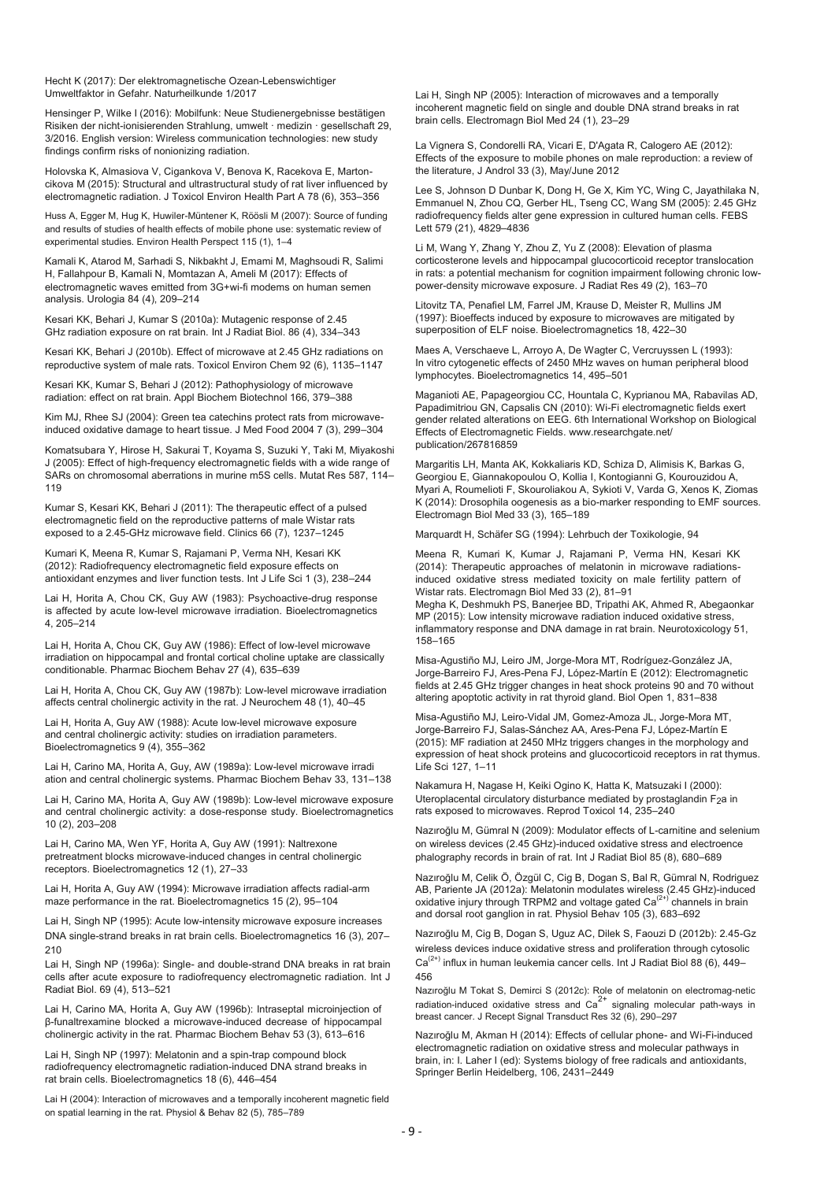Hecht K (2017): Der elektromagnetische Ozean-Lebenswichtiger Umweltfaktor in Gefahr. Naturheilkunde 1/2017

Hensinger P, Wilke I (2016): Mobilfunk: Neue Studienergebnisse bestätigen Risiken der nicht-ionisierenden Strahlung, umwelt · medizin · gesellschaft 29, 3/2016. English version: Wireless communication technologies: new study findings confirm risks of nonionizing radiation.

Holovska K, Almasiova V, Cigankova V, Benova K, Racekova E, Martoncikova M (2015): Structural and ultrastructural study of rat liver influenced by electromagnetic radiation. J Toxicol Environ Health Part A 78 (6), 353–356

Huss A, Egger M, Hug K, Huwiler-Müntener K, Röösli M (2007): Source of funding and results of studies of health effects of mobile phone use: systematic review of experimental studies. Environ Health Perspect 115 (1), 1–4

Kamali K, Atarod M, Sarhadi S, Nikbakht J, Emami M, Maghsoudi R, Salimi H, Fallahpour B, Kamali N, Momtazan A, Ameli M (2017): Effects of electromagnetic waves emitted from 3G+wi-fi modems on human semen analysis. Urologia 84 (4), 209–214

Kesari KK, Behari J, Kumar S (2010a): Mutagenic response of 2.45 GHz radiation exposure on rat brain. Int J Radiat Biol. 86 (4), 334–343

Kesari KK, Behari J (2010b). Effect of microwave at 2.45 GHz radiations on reproductive system of male rats. Toxicol Environ Chem 92 (6), 1135–1147

Kesari KK, Kumar S, Behari J (2012): Pathophysiology of microwave radiation: effect on rat brain. Appl Biochem Biotechnol 166, 379–388

Kim MJ, Rhee SJ (2004): Green tea catechins protect rats from microwave-induced oxidative damage to heart tissue. J Med Food 2004 7 (3), 299–304

Komatsubara Y, Hirose H, Sakurai T, Koyama S, Suzuki Y, Taki M, Miyakoshi J (2005): Effect of high-frequency electromagnetic fields with a wide range of SARs on chromosomal aberrations in murine m5S cells. Mutat Res 587, 114–119

Kumar S, Kesari KK, Behari J (2011): The therapeutic effect of a pulsed electromagnetic field on the reproductive patterns of male Wistar rats exposed to a 2.45-GHz microwave field. Clinics 66 (7), 1237–1245

Kumari K, Meena R, Kumar S, Rajamani P, Verma NH, Kesari KK (2012): Radiofrequency electromagnetic field exposure effects on antioxidant enzymes and liver function tests. Int J Life Sci 1 (3), 238–244

Lai H, Horita A, Chou CK, Guy AW (1983): Psychoactive-drug response is affected by acute low-level microwave irradiation. Bioelectromagnetics 4, 205–214

Lai H, Horita A, Chou CK, Guy AW (1986): Effect of low-level microwave irradiation on hippocampal and frontal cortical choline uptake are classically conditionable. Pharmac Biochem Behav 27 (4), 635–639

Lai H, Horita A, Chou CK, Guy AW (1987b): Low-level microwave irradiation affects central cholinergic activity in the rat. J Neurochem 48 (1), 40–45

Lai H, Horita A, Guy AW (1988): Acute low-level microwave exposure and central cholinergic activity: studies on irradiation parameters. Bioelectromagnetics 9 (4), 355–362

Lai H, Carino MA, Horita A, Guy, AW (1989a): Low-level microwave irradi ation and central cholinergic systems. Pharmac Biochem Behav 33, 131–138

Lai H, Carino MA, Horita A, Guy AW (1989b): Low-level microwave exposure and central cholinergic activity: a dose-response study. Bioelectromagnetics 10 (2), 203–208

Lai H, Carino MA, Wen YF, Horita A, Guy AW (1991): Naltrexone pretreatment blocks microwave-induced changes in central cholinergic receptors. Bioelectromagnetics 12 (1), 27–33

Lai H, Horita A, Guy AW (1994): Microwave irradiation affects radial-arm maze performance in the rat. Bioelectromagnetics 15 (2), 95–104

Lai H, Singh NP (1995): Acute low-intensity microwave exposure increases DNA single-strand breaks in rat brain cells. Bioelectromagnetics 16 (3), 207–210

Lai H, Singh NP (1996a): Single- and double-strand DNA breaks in rat brain cells after acute exposure to radiofrequency electromagnetic radiation. Int J Radiat Biol. 69 (4), 513–521

Lai H, Carino MA, Horita A, Guy AW (1996b): Intraseptal microinjection of β-funaltrexamine blocked a microwave-induced decrease of hippocampal cholinergic activity in the rat. Pharmac Biochem Behav 53 (3), 613–616

Lai H, Singh NP (1997): Melatonin and a spin-trap compound block radiofrequency electromagnetic radiation-induced DNA strand breaks in rat brain cells. Bioelectromagnetics 18 (6), 446–454

Lai H (2004): Interaction of microwaves and a temporally incoherent magnetic field on spatial learning in the rat. Physiol & Behav 82 (5), 785–789

Lai H, Singh NP (2005): Interaction of microwaves and a temporally incoherent magnetic field on single and double DNA strand breaks in rat brain cells. Electromagn Biol Med 24 (1), 23–29

La Vignera S, Condorelli RA, Vicari E, D'Agata R, Calogero AE (2012): Effects of the exposure to mobile phones on male reproduction: a review of the literature, J Androl 33 (3), May/June 2012

Lee S, Johnson D Dunbar K, Dong H, Ge X, Kim YC, Wing C, Jayathilaka N, Emmanuel N, Zhou CQ, Gerber HL, Tseng CC, Wang SM (2005): 2.45 GHz radiofrequency fields alter gene expression in cultured human cells. FEBS Lett 579 (21), 4829–4836

Li M, Wang Y, Zhang Y, Zhou Z, Yu Z (2008): Elevation of plasma corticosterone levels and hippocampal glucocorticoid receptor translocation in rats: a potential mechanism for cognition impairment following chronic low-power-density microwave exposure. J Radiat Res 49 (2), 163–70

Litovitz TA, Penafiel LM, Farrel JM, Krause D, Meister R, Mullins JM (1997): Bioeffects induced by exposure to microwaves are mitigated by superposition of ELF noise. Bioelectromagnetics 18, 422–30

Maes A, Verschaeve L, Arroyo A, De Wagter C, Vercruyssen L (1993): In vitro cytogenetic effects of 2450 MHz waves on human peripheral blood lymphocytes. Bioelectromagnetics 14, 495–501

Maganioti AE, Papageorgiou CC, Hountala C, Kyprianou MA, Rabavilas AD, Papadimitriou GN, Capsalis CN (2010): Wi-Fi electromagnetic fields exert gender related alterations on EEG. 6th International Workshop on Biological Effects of Electromagnetic Fields. www.researchgate.net/publication/267816859

Margaritis LH, Manta AK, Kokkaliaris KD, Schiza D, Alimisis K, Barkas G, Georgiou E, Giannakopoulou O, Kollia I, Kontogianni G, Kourouzidou A, Myari A, Roumelioti F, Skouroliakou A, Sykioti V, Varda G, Xenos K, Ziomas K (2014): Drosophila oogenesis as a bio-marker responding to EMF sources. Electromagn Biol Med 33 (3), 165–189

Marquardt H, Schäfer SG (1994): Lehrbuch der Toxikologie, 94

Meena R, Kumari K, Kumar J, Rajamani P, Verma HN, Kesari KK (2014): Therapeutic approaches of melatonin in microwave radiations-induced oxidative stress mediated toxicity on male fertility pattern of Wistar rats. Electromagn Biol Med 33 (2), 81–91

Megha K, Deshmukh PS, Banerjee BD, Tripathi AK, Ahmed R, Abegaonkar MP (2015): Low intensity microwave radiation induced oxidative stress, inflammatory response and DNA damage in rat brain. Neurotoxicology 51, 158–165

Misa-Agustiño MJ, Leiro JM, Jorge-Mora MT, Rodríguez-González JA, Jorge-Barreiro FJ, Ares-Pena FJ, López-Martín E (2012): Electromagnetic fields at 2.45 GHz trigger changes in heat shock proteins 90 and 70 without altering apoptotic activity in rat thyroid gland. Biol Open 1, 831–838

Misa-Agustiño MJ, Leiro-Vidal JM, Gomez-Amoza JL, Jorge-Mora MT, Jorge-Barreiro FJ, Salas-Sánchez AA, Ares-Pena FJ, López-Martín E (2015): MF radiation at 2450 MHz triggers changes in the morphology and expression of heat shock proteins and glucocorticoid receptors in rat thymus. Life Sci 127, 1–11

Nakamura H, Nagase H, Keiki Ogino K, Hatta K, Matsuzaki I (2000): Uteroplacental circulatory disturbance mediated by prostaglandin $F_2a$ in rats exposed to microwaves. Reprod Toxicol 14, 235–240

Nazıroğlu M, Gümral N (2009): Modulator effects of L-carnitine and selenium on wireless devices (2.45 GHz)-induced oxidative stress and electroence phalography records in brain of rat. Int J Radiat Biol 85 (8), 680–689

Nazıroğlu M, Celik Ö, Özgül C, Cig B, Dogan S, Bal R, Gümral N, Rodriguez AB, Pariente JA (2012a): Melatonin modulates wireless (2.45 GHz)-induced oxidative injury through TRPM2 and voltage gated $Ca^{(2+)}$ channels in brain and dorsal root ganglion in rat. Physiol Behav 105 (3), 683–692

Nazıroğlu M, Cig B, Dogan S, Uguz AC, Dilek S, Faouzi D (2012b): 2.45-Gz wireless devices induce oxidative stress and proliferation through cytosolic $Ca^{(2+)}$ influx in human leukemia cancer cells. Int J Radiat Biol 88 (6), 449–456

Nazıroğlu M Tokat S, Demirci S (2012c): Role of melatonin on electromag-netic radiation-induced oxidative stress and $Ca^{2+}$ signaling molecular path-ways in breast cancer. J Recept Signal Transduct Res 32 (6), 290–297

Nazıroğlu M, Akman H (2014): Effects of cellular phone- and Wi-Fi-induced electromagnetic radiation on oxidative stress and molecular pathways in brain, in: I. Laher I (ed): Systems biology of free radicals and antioxidants, Springer Berlin Heidelberg, 106, 2431–2449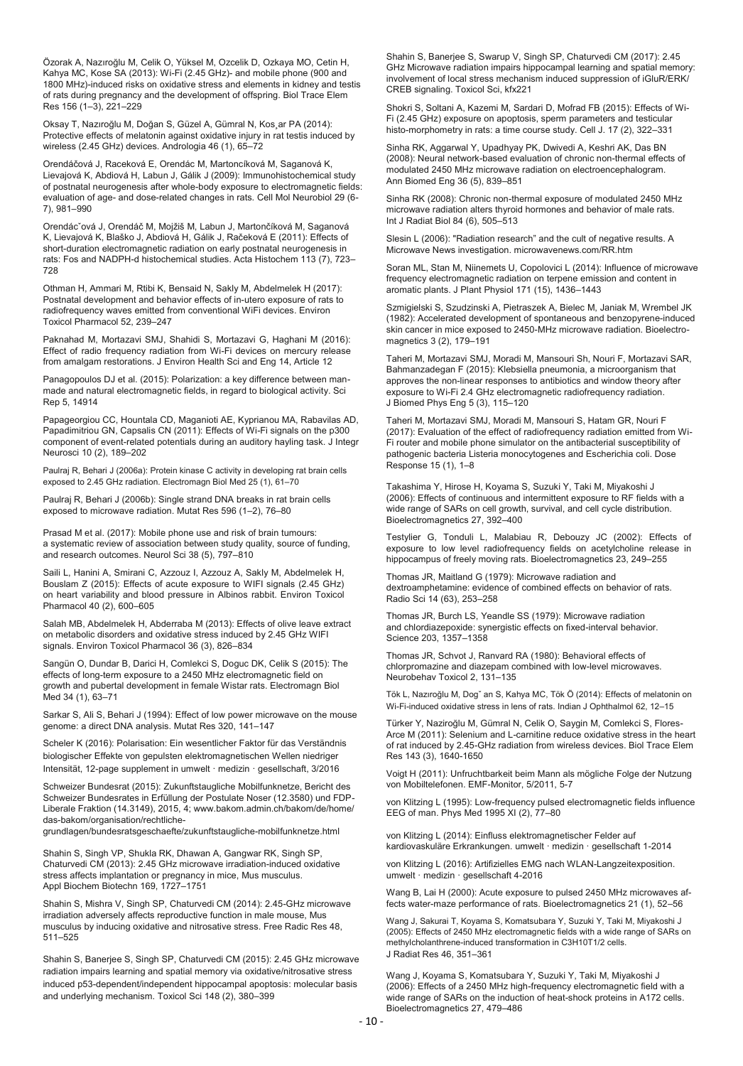Özorak A, Nazıroğlu M, Celik O, Yüksel M, Ozcelik D, Ozkaya MO, Cetin H, Kahya MC, Kose SA (2013): Wi-Fi (2.45 GHz)- and mobile phone (900 and 1800 MHz)-induced risks on oxidative stress and elements in kidney and testis of rats during pregnancy and the development of offspring. Biol Trace Elem Res 156 (1–3), 221–229

Oksay T, Nazıroğlu M, Doğan S, Güzel A, Gümral N, Kos¸ar PA (2014): Protective effects of melatonin against oxidative injury in rat testis induced by wireless (2.45 GHz) devices. Andrologia 46 (1), 65–72

Orendáčová J, Raceková E, Orendác M, Martoncíková M, Saganová K, Lievajová K, Abdiová H, Labun J, Gálik J (2009): Immunohistochemical study of postnatal neurogenesis after whole-body exposure to electromagnetic fields: evaluation of age- and dose-related changes in rats. Cell Mol Neurobiol 29 (6-7), 981–990

Orendácˇová J, Orendáč M, Mojžiš M, Labun J, Martončíková M, Saganová K, Lievajová K, Blaško J, Abdiová H, Gálik J, Račeková E (2011): Effects of short-duration electromagnetic radiation on early postnatal neurogenesis in rats: Fos and NADPH-d histochemical studies. Acta Histochem 113 (7), 723–728

Othman H, Ammari M, Rtibi K, Bensaid N, Sakly M, Abdelmelek H (2017): Postnatal development and behavior effects of in-utero exposure of rats to radiofrequency waves emitted from conventional WiFi devices. Environ Toxicol Pharmacol 52, 239–247

Paknahad M, Mortazavi SMJ, Shahidi S, Mortazavi G, Haghani M (2016): Effect of radio frequency radiation from Wi-Fi devices on mercury release from amalgam restorations. J Environ Health Sci and Eng 14, Article 12

Panagopoulos DJ et al. (2015): Polarization: a key difference between man-made and natural electromagnetic fields, in regard to biological activity. Sci Rep 5, 14914

Papageorgiou CC, Hountala CD, Maganioti AE, Kyprianou MA, Rabavilas AD, Papadimitriou GN, Capsalis CN (2011): Effects of Wi-Fi signals on the p300 component of event-related potentials during an auditory hayling task. J Integr Neurosci 10 (2), 189–202

Paulraj R, Behari J (2006a): Protein kinase C activity in developing rat brain cells exposed to 2.45 GHz radiation. Electromagn Biol Med 25 (1), 61–70

Paulraj R, Behari J (2006b): Single strand DNA breaks in rat brain cells exposed to microwave radiation. Mutat Res 596 (1–2), 76–80

Prasad M et al. (2017): Mobile phone use and risk of brain tumours: a systematic review of association between study quality, source of funding, and research outcomes. Neurol Sci 38 (5), 797–810

Saili L, Hanini A, Smirani C, Azzouz I, Azzouz A, Sakly M, Abdelmelek H, Bouslam Z (2015): Effects of acute exposure to WIFI signals (2.45 GHz) on heart variability and blood pressure in Albinos rabbit. Environ Toxicol Pharmacol 40 (2), 600–605

Salah MB, Abdelmelek H, Abderraba M (2013): Effects of olive leave extract on metabolic disorders and oxidative stress induced by 2.45 GHz WIFI signals. Environ Toxicol Pharmacol 36 (3), 826–834

Sangün O, Dundar B, Darici H, Comlekci S, Doguc DK, Celik S (2015): The effects of long-term exposure to a 2450 MHz electromagnetic field on growth and pubertal development in female Wistar rats. Electromagn Biol Med 34 (1), 63–71

Sarkar S, Ali S, Behari J (1994): Effect of low power microwave on the mouse genome: a direct DNA analysis. Mutat Res 320, 141–147

Scheler K (2016): Polarisation: Ein wesentlicher Faktor für das Verständnis biologischer Effekte von gepulsten elektromagnetischen Wellen niedriger Intensität, 12-page supplement in umwelt · medizin · gesellschaft, 3/2016

Schweizer Bundesrat (2015): Zukunftstaugliche Mobilfunknetze, Bericht des Schweizer Bundesrates in Erfüllung der Postulate Noser (12.3580) und FDP-Liberale Fraktion (14.3149), 2015, 4; www.bakom.admin.ch/bakom/de/home/das-bakom/organisation/rechtliche-grundlagen/bundesratsgeschaefte/zukunftstaugliche-mobilfunknetze.html

Shahin S, Singh VP, Shukla RK, Dhawan A, Gangwar RK, Singh SP, Chaturvedi CM (2013): 2.45 GHz microwave irradiation-induced oxidative stress affects implantation or pregnancy in mice, Mus musculus. Appl Biochem Biotechn 169, 1727–1751

Shahin S, Mishra V, Singh SP, Chaturvedi CM (2014): 2.45-GHz microwave irradiation adversely affects reproductive function in male mouse, Mus musculus by inducing oxidative and nitrosative stress. Free Radic Res 48, 511–525

Shahin S, Banerjee S, Singh SP, Chaturvedi CM (2015): 2.45 GHz microwave radiation impairs learning and spatial memory via oxidative/nitrosative stress induced p53-dependent/independent hippocampal apoptosis: molecular basis and underlying mechanism. Toxicol Sci 148 (2), 380–399

Shahin S, Banerjee S, Swarup V, Singh SP, Chaturvedi CM (2017): 2.45 GHz Microwave radiation impairs hippocampal learning and spatial memory: involvement of local stress mechanism induced suppression of iGluR/ERK/CREB signaling. Toxicol Sci, kfx221

Shokri S, Soltani A, Kazemi M, Sardari D, Mofrad FB (2015): Effects of Wi-Fi (2.45 GHz) exposure on apoptosis, sperm parameters and testicular histo-morphometry in rats: a time course study. Cell J. 17 (2), 322–331

Sinha RK, Aggarwal Y, Upadhyay PK, Dwivedi A, Keshri AK, Das BN (2008): Neural network-based evaluation of chronic non-thermal effects of modulated 2450 MHz microwave radiation on electroencephalogram. Ann Biomed Eng 36 (5), 839–851

Sinha RK (2008): Chronic non-thermal exposure of modulated 2450 MHz microwave radiation alters thyroid hormones and behavior of male rats. Int J Radiat Biol 84 (6), 505–513

Slesin L (2006): "Radiation research" and the cult of negative results. A Microwave News investigation. microwavenews.com/RR.htm

Soran ML, Stan M, Niinemets U, Copolovici L (2014): Influence of microwave frequency electromagnetic radiation on terpene emission and content in aromatic plants. J Plant Physiol 171 (15), 1436–1443

Szmigielski S, Szudzinski A, Pietraszek A, Bielec M, Janiak M, Wrembel JK (1982): Accelerated development of spontaneous and benzopyrene-induced skin cancer in mice exposed to 2450-MHz microwave radiation. Bioelectromagnetics 3 (2), 179–191

Taheri M, Mortazavi SMJ, Moradi M, Mansouri Sh, Nouri F, Mortazavi SAR, Bahmanzadegan F (2015): Klebsiella pneumonia, a microorganism that approves the non-linear responses to antibiotics and window theory after exposure to Wi-Fi 2.4 GHz electromagnetic radiofrequency radiation. J Biomed Phys Eng 5 (3), 115–120

Taheri M, Mortazavi SMJ, Moradi M, Mansouri S, Hatam GR, Nouri F (2017): Evaluation of the effect of radiofrequency radiation emitted from Wi-Fi router and mobile phone simulator on the antibacterial susceptibility of pathogenic bacteria Listeria monocytogenes and Escherichia coli. Dose Response 15 (1), 1–8

Takashima Y, Hirose H, Koyama S, Suzuki Y, Taki M, Miyakoshi J (2006): Effects of continuous and intermittent exposure to RF fields with a wide range of SARs on cell growth, survival, and cell cycle distribution. Bioelectromagnetics 27, 392–400

Testylier G, Tonduli L, Malabiau R, Debouzy JC (2002): Effects of exposure to low level radiofrequency fields on acetylcholine release in hippocampus of freely moving rats. Bioelectromagnetics 23, 249–255

Thomas JR, Maitland G (1979): Microwave radiation and dextroamphetamine: evidence of combined effects on behavior of rats. Radio Sci 14 (63), 253–258

Thomas JR, Burch LS, Yeandle SS (1979): Microwave radiation and chlordiazepoxide: synergistic effects on fixed-interval behavior. Science 203, 1357–1358

Thomas JR, Schvot J, Ranvard RA (1980): Behavioral effects of chlorpromazine and diazepam combined with low-level microwaves. Neurobehav Toxicol 2, 131–135

Tök L, Nazıroğlu M, Dogˇ an S, Kahya MC, Tök Ö (2014): Effects of melatonin on Wi-Fi-induced oxidative stress in lens of rats. Indian J Ophthalmol 62, 12–15

Türker Y, Naziroğlu M, Gümral N, Celik O, Saygin M, Comlekci S, Flores-Arce M (2011): Selenium and L-carnitine reduce oxidative stress in the heart of rat induced by 2.45-GHz radiation from wireless devices. Biol Trace Elem Res 143 (3), 1640-1650

Voigt H (2011): Unfruchtbarkeit beim Mann als mögliche Folge der Nutzung von Mobiltelefonen. EMF-Monitor, 5/2011, 5-7

von Klitzing L (1995): Low-frequency pulsed electromagnetic fields influence EEG of man. Phys Med 1995 XI (2), 77–80

von Klitzing L (2014): Einfluss elektromagnetischer Felder auf kardiovaskuläre Erkrankungen. umwelt · medizin · gesellschaft 1-2014

von Klitzing L (2016): Artifizielles EMG nach WLAN-Langzeitexposition. umwelt · medizin · gesellschaft 4-2016

Wang B, Lai H (2000): Acute exposure to pulsed 2450 MHz microwaves affects water-maze performance of rats. Bioelectromagnetics 21 (1), 52–56

Wang J, Sakurai T, Koyama S, Komatsubara Y, Suzuki Y, Taki M, Miyakoshi J (2005): Effects of 2450 MHz electromagnetic fields with a wide range of SARs on methylcholanthrene-induced transformation in C3H10T1/2 cells. J Radiat Res 46, 351–361

Wang J, Koyama S, Komatsubara Y, Suzuki Y, Taki M, Miyakoshi J (2006): Effects of a 2450 MHz high-frequency electromagnetic field with a wide range of SARs on the induction of heat-shock proteins in A172 cells. Bioelectromagnetics 27, 479–486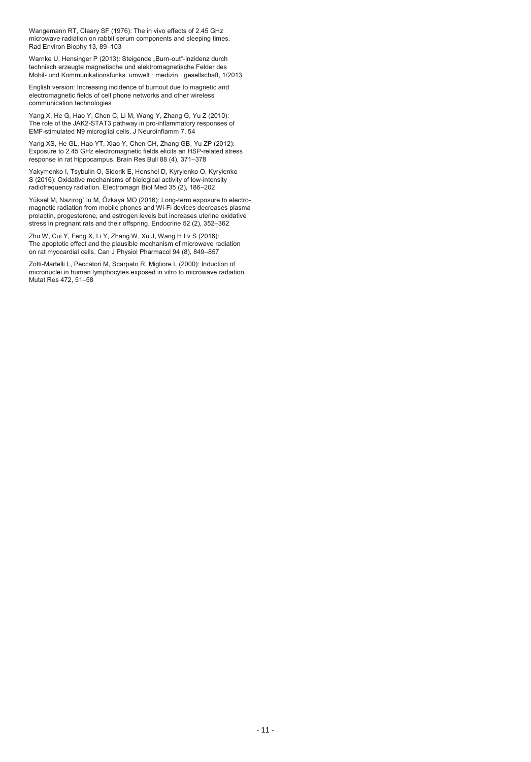Wangemann RT, Cleary SF (1976): The in vivo effects of 2.45 GHz microwave radiation on rabbit serum components and sleeping times. Rad Environ Biophy 13, 89–103

Warnke U, Hensinger P (2013): Steigende „Burn-out"-Inzidenz durch technisch erzeugte magnetische und elektromagnetische Felder des Mobil- und Kommunikationsfunks. umwelt · medizin · gesellschaft, 1/2013

English version: Increasing incidence of burnout due to magnetic and electromagnetic fields of cell phone networks and other wireless communication technologies

Yang X, He G, Hao Y, Chen C, Li M, Wang Y, Zhang G, Yu Z (2010): The role of the JAK2-STAT3 pathway in pro-inflammatory responses of EMF-stimulated N9 microglial cells. J Neuroinflamm 7, 54

Yang XS, He GL, Hao YT, Xiao Y, Chen CH, Zhang GB, Yu ZP (2012): Exposure to 2.45 GHz electromagnetic fields elicits an HSP-related stress response in rat hippocampus. Brain Res Bull 88 (4), 371–378

Yakymenko I, Tsybulin O, Sidorik E, Henshel D, Kyrylenko O, Kyrylenko S (2016): Oxidative mechanisms of biological activity of low-intensity radiofrequency radiation. Electromagn Biol Med 35 (2), 186–202

Yüksel M, Nazıroğ˘ lu M, Özkaya MO (2016): Long-term exposure to electromagnetic radiation from mobile phones and Wi-Fi devices decreases plasma prolactin, progesterone, and estrogen levels but increases uterine oxidative stress in pregnant rats and their offspring. Endocrine 52 (2), 352–362

Zhu W, Cui Y, Feng X, Li Y, Zhang W, Xu J, Wang H Lv S (2016): The apoptotic effect and the plausible mechanism of microwave radiation on rat myocardial cells. Can J Physiol Pharmacol 94 (8), 849–857

Zotti-Martelli L, Peccatori M, Scarpato R, Migliore L (2000): Induction of micronuclei in human lymphocytes exposed in vitro to microwave radiation. Mutat Res 472, 51–58